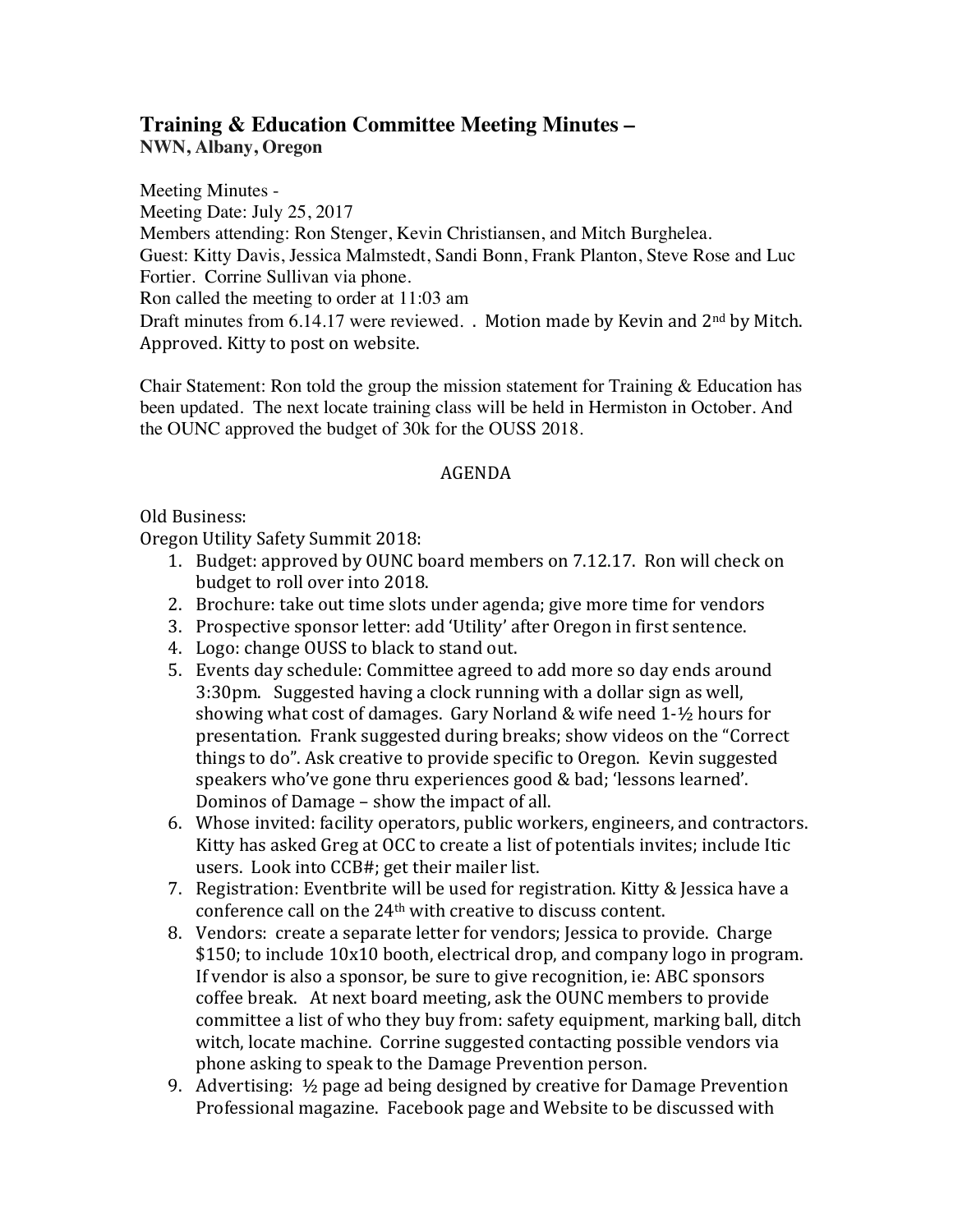# Training & Education Committee Meeting Minutes –

**NWN, Albany, Oregon**

Meeting Minutes -
Meeting Date: July 25, 2017
Members attending: Ron Stenger, Kevin Christiansen, and Mitch Burghelea.
Guest: Kitty Davis, Jessica Malmstedt, Sandi Bonn, Frank Planton, Steve Rose and Luc Fortier. Corrine Sullivan via phone.
Ron called the meeting to order at 11:03 am
Draft minutes from 6.14.17 were reviewed. . Motion made by Kevin and 2nd by Mitch. Approved. Kitty to post on website.

Chair Statement: Ron told the group the mission statement for Training & Education has been updated. The next locate training class will be held in Hermiston in October. And the OUNC approved the budget of 30k for the OUSS 2018.

AGENDA

Old Business:
Oregon Utility Safety Summit 2018:

1. Budget: approved by OUNC board members on 7.12.17. Ron will check on budget to roll over into 2018.
2. Brochure: take out time slots under agenda; give more time for vendors
3. Prospective sponsor letter: add 'Utility' after Oregon in first sentence.
4. Logo: change OUSS to black to stand out.
5. Events day schedule: Committee agreed to add more so day ends around 3:30pm. Suggested having a clock running with a dollar sign as well, showing what cost of damages. Gary Norland & wife need 1-½ hours for presentation. Frank suggested during breaks; show videos on the "Correct things to do". Ask creative to provide specific to Oregon. Kevin suggested speakers who've gone thru experiences good & bad; 'lessons learned'. Dominos of Damage – show the impact of all.
6. Whose invited: facility operators, public workers, engineers, and contractors. Kitty has asked Greg at OCC to create a list of potentials invites; include Itic users. Look into CCB#; get their mailer list.
7. Registration: Eventbrite will be used for registration. Kitty & Jessica have a conference call on the 24th with creative to discuss content.
8. Vendors: create a separate letter for vendors; Jessica to provide. Charge $150; to include 10x10 booth, electrical drop, and company logo in program. If vendor is also a sponsor, be sure to give recognition, ie: ABC sponsors coffee break. At next board meeting, ask the OUNC members to provide committee a list of who they buy from: safety equipment, marking ball, ditch witch, locate machine. Corrine suggested contacting possible vendors via phone asking to speak to the Damage Prevention person.
9. Advertising: ½ page ad being designed by creative for Damage Prevention Professional magazine. Facebook page and Website to be discussed with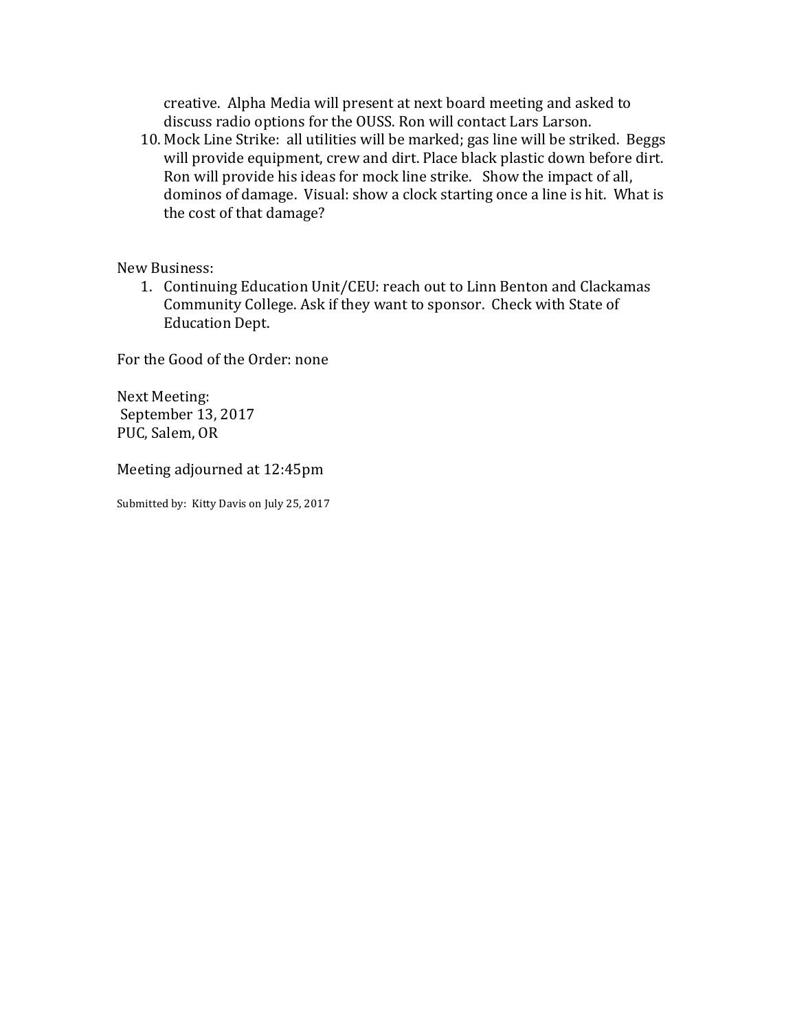creative. Alpha Media will present at next board meeting and asked to discuss radio options for the OUSS. Ron will contact Lars Larson.

10. Mock Line Strike: all utilities will be marked; gas line will be striked. Beggs will provide equipment, crew and dirt. Place black plastic down before dirt. Ron will provide his ideas for mock line strike. Show the impact of all, dominos of damage. Visual: show a clock starting once a line is hit. What is the cost of that damage?

New Business:

1. Continuing Education Unit/CEU: reach out to Linn Benton and Clackamas Community College. Ask if they want to sponsor. Check with State of Education Dept.

For the Good of the Order: none

Next Meeting:
September 13, 2017
PUC, Salem, OR

Meeting adjourned at 12:45pm

Submitted by: Kitty Davis on July 25, 2017